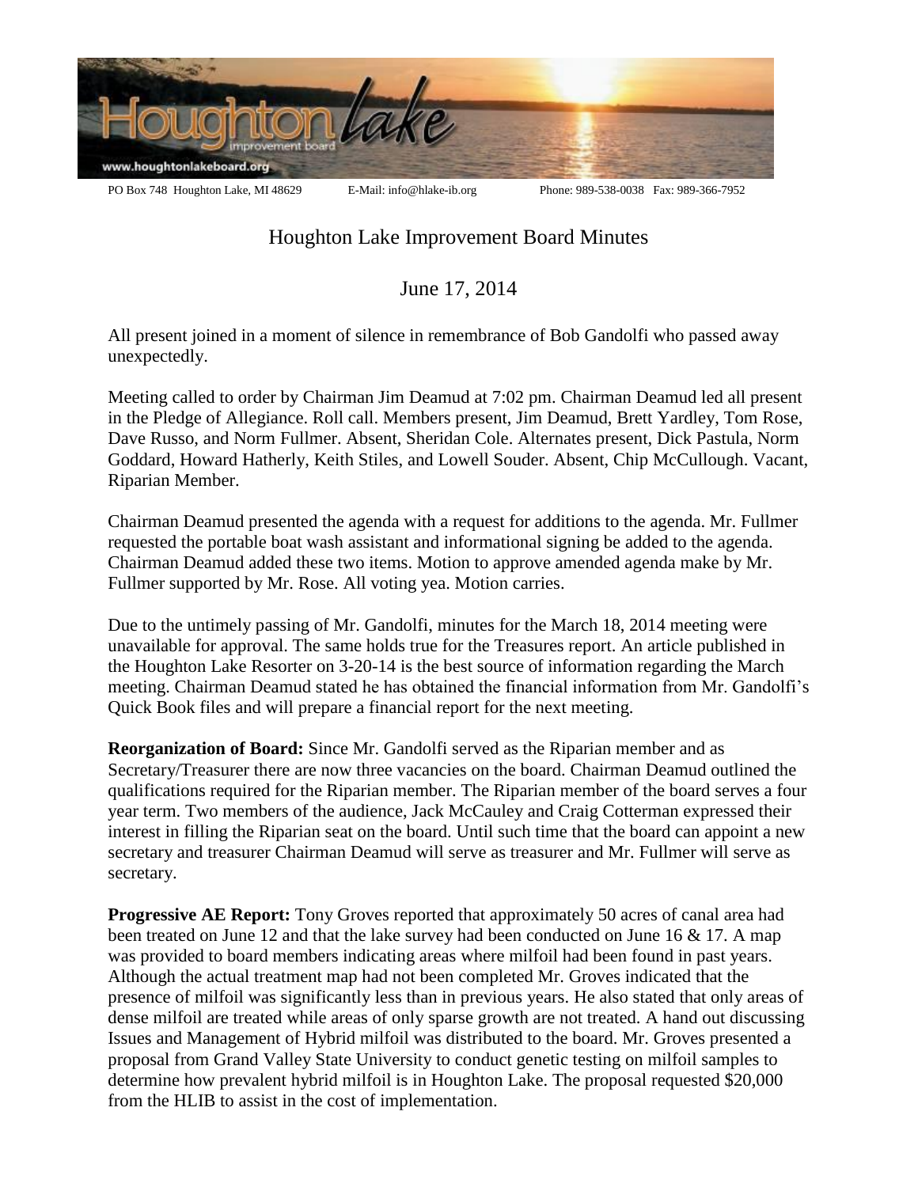PO Box 748 Houghton Lake, MI 48629 E-Mail: info@hlake-ib.org Phone: 989-538-0038 Fax: 989-366-7952

# Houghton Lake Improvement Board Minutes

## June 17, 2014

All present joined in a moment of silence in remembrance of Bob Gandolfi who passed away unexpectedly.

Meeting called to order by Chairman Jim Deamud at 7:02 pm. Chairman Deamud led all present in the Pledge of Allegiance. Roll call. Members present, Jim Deamud, Brett Yardley, Tom Rose, Dave Russo, and Norm Fullmer. Absent, Sheridan Cole. Alternates present, Dick Pastula, Norm Goddard, Howard Hatherly, Keith Stiles, and Lowell Souder. Absent, Chip McCullough. Vacant, Riparian Member.

Chairman Deamud presented the agenda with a request for additions to the agenda. Mr. Fullmer requested the portable boat wash assistant and informational signing be added to the agenda. Chairman Deamud added these two items. Motion to approve amended agenda make by Mr. Fullmer supported by Mr. Rose. All voting yea. Motion carries.

Due to the untimely passing of Mr. Gandolfi, minutes for the March 18, 2014 meeting were unavailable for approval. The same holds true for the Treasures report. An article published in the Houghton Lake Resorter on 3-20-14 is the best source of information regarding the March meeting. Chairman Deamud stated he has obtained the financial information from Mr. Gandolfi's Quick Book files and will prepare a financial report for the next meeting.

**Reorganization of Board:** Since Mr. Gandolfi served as the Riparian member and as Secretary/Treasurer there are now three vacancies on the board. Chairman Deamud outlined the qualifications required for the Riparian member. The Riparian member of the board serves a four year term. Two members of the audience, Jack McCauley and Craig Cotterman expressed their interest in filling the Riparian seat on the board. Until such time that the board can appoint a new secretary and treasurer Chairman Deamud will serve as treasurer and Mr. Fullmer will serve as secretary.

**Progressive AE Report:** Tony Groves reported that approximately 50 acres of canal area had been treated on June 12 and that the lake survey had been conducted on June 16 & 17. A map was provided to board members indicating areas where milfoil had been found in past years. Although the actual treatment map had not been completed Mr. Groves indicated that the presence of milfoil was significantly less than in previous years. He also stated that only areas of dense milfoil are treated while areas of only sparse growth are not treated. A hand out discussing Issues and Management of Hybrid milfoil was distributed to the board. Mr. Groves presented a proposal from Grand Valley State University to conduct genetic testing on milfoil samples to determine how prevalent hybrid milfoil is in Houghton Lake. The proposal requested $20,000 from the HLIB to assist in the cost of implementation.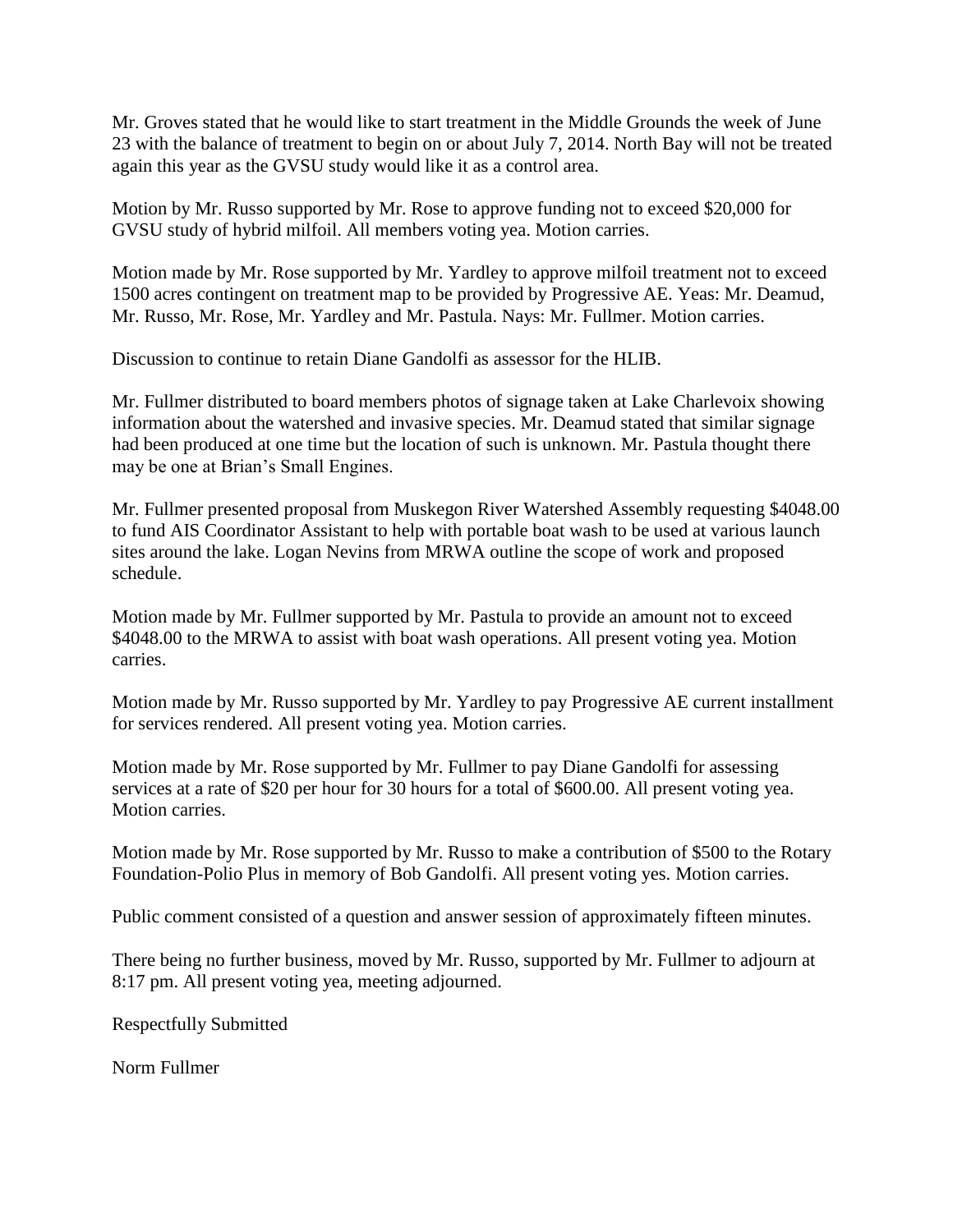Mr. Groves stated that he would like to start treatment in the Middle Grounds the week of June 23 with the balance of treatment to begin on or about July 7, 2014. North Bay will not be treated again this year as the GVSU study would like it as a control area.

Motion by Mr. Russo supported by Mr. Rose to approve funding not to exceed $20,000 for GVSU study of hybrid milfoil. All members voting yea. Motion carries.

Motion made by Mr. Rose supported by Mr. Yardley to approve milfoil treatment not to exceed 1500 acres contingent on treatment map to be provided by Progressive AE. Yeas: Mr. Deamud, Mr. Russo, Mr. Rose, Mr. Yardley and Mr. Pastula. Nays: Mr. Fullmer. Motion carries.

Discussion to continue to retain Diane Gandolfi as assessor for the HLIB.

Mr. Fullmer distributed to board members photos of signage taken at Lake Charlevoix showing information about the watershed and invasive species. Mr. Deamud stated that similar signage had been produced at one time but the location of such is unknown. Mr. Pastula thought there may be one at Brian's Small Engines.

Mr. Fullmer presented proposal from Muskegon River Watershed Assembly requesting $4048.00 to fund AIS Coordinator Assistant to help with portable boat wash to be used at various launch sites around the lake. Logan Nevins from MRWA outline the scope of work and proposed schedule.

Motion made by Mr. Fullmer supported by Mr. Pastula to provide an amount not to exceed $4048.00 to the MRWA to assist with boat wash operations. All present voting yea. Motion carries.

Motion made by Mr. Russo supported by Mr. Yardley to pay Progressive AE current installment for services rendered. All present voting yea. Motion carries.

Motion made by Mr. Rose supported by Mr. Fullmer to pay Diane Gandolfi for assessing services at a rate of $20 per hour for 30 hours for a total of $600.00. All present voting yea. Motion carries.

Motion made by Mr. Rose supported by Mr. Russo to make a contribution of $500 to the Rotary Foundation-Polio Plus in memory of Bob Gandolfi. All present voting yes. Motion carries.

Public comment consisted of a question and answer session of approximately fifteen minutes.

There being no further business, moved by Mr. Russo, supported by Mr. Fullmer to adjourn at 8:17 pm. All present voting yea, meeting adjourned.

Respectfully Submitted

Norm Fullmer